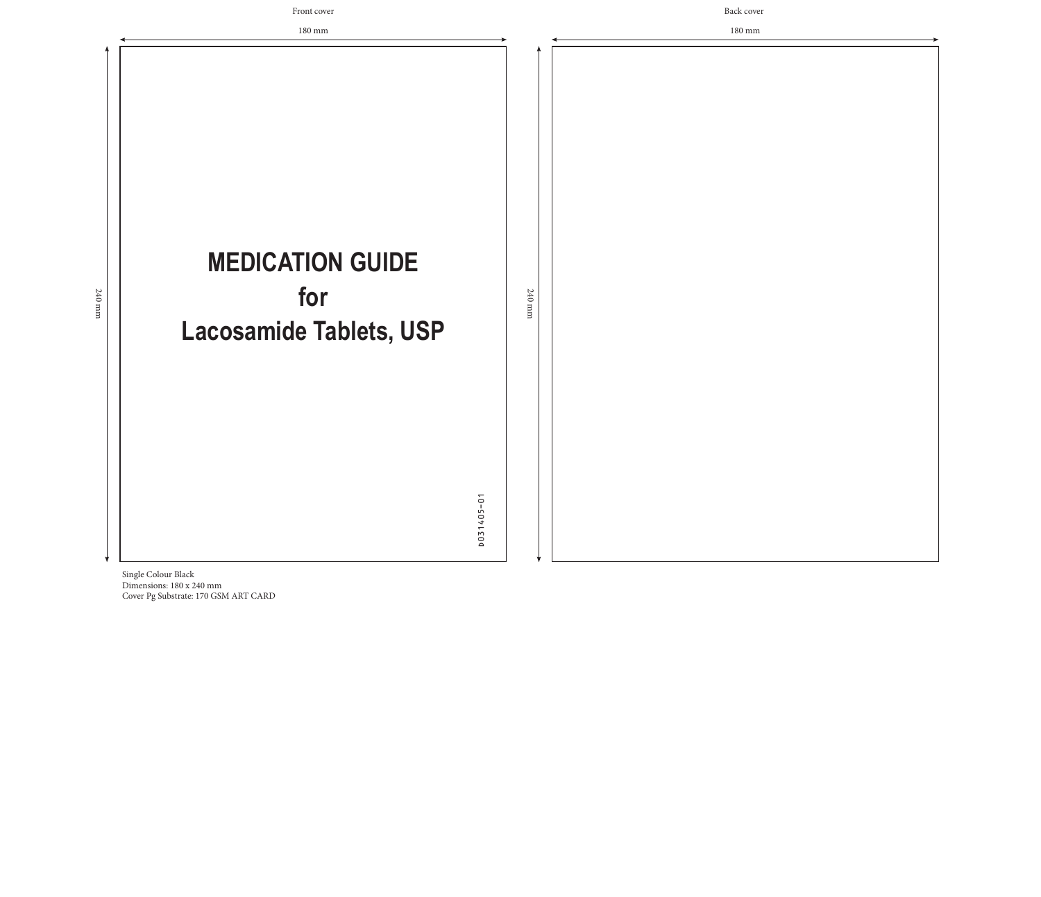Front cover

180 mm

# MEDICATION GUIDE
# for
# Lacosamide Tablets, USP

D031405-01

240 mm

Back cover

180 mm

240 mm

Single Colour Black
Dimensions: 180 x 240 mm
Cover Pg Substrate: 170 GSM ART CARD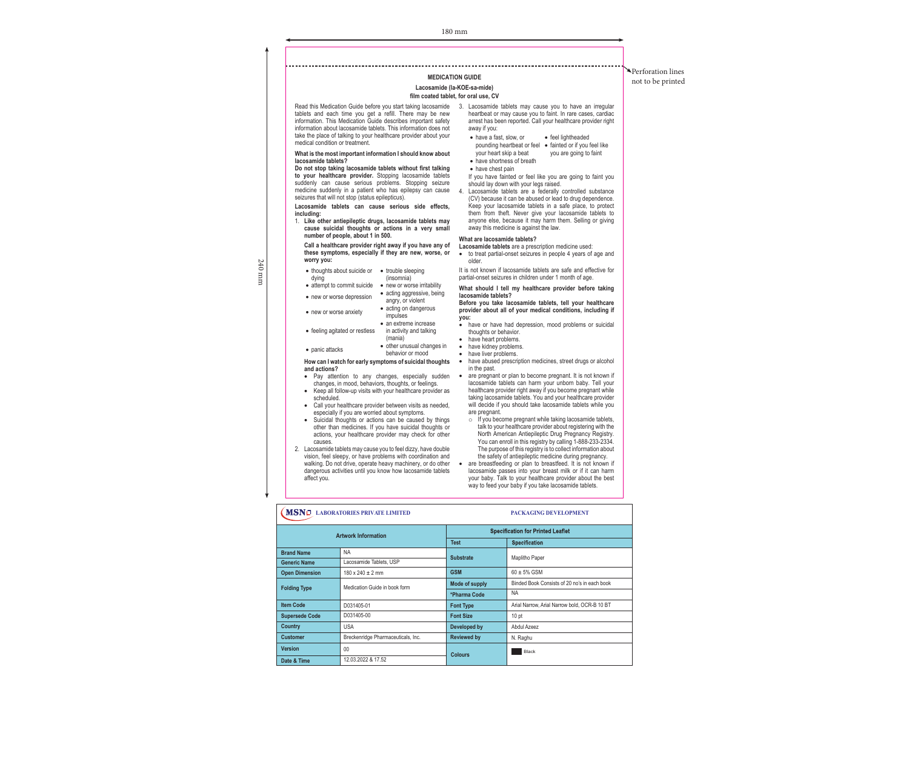180 mm

Perforation lines not to be printed

240 mm

**MEDICATION GUIDE**

**Lacosamide (la-KOE-sa-mide)**
**film coated tablet, for oral use, CV**

Read this Medication Guide before you start taking lacosamide tablets and each time you get a refill. There may be new information. This Medication Guide describes important safety information about lacosamide tablets. This information does not take the place of talking to your healthcare provider about your medical condition or treatment.

**What is the most important information I should know about lacosamide tablets?**

**Do not stop taking lacosamide tablets without first talking to your healthcare provider.** Stopping lacosamide tablets suddenly can cause serious problems. Stopping seizure medicine suddenly in a patient who has epilepsy can cause seizures that will not stop (status epilepticus).

**Lacosamide tablets can cause serious side effects, including:**

1. **Like other antiepileptic drugs, lacosamide tablets may cause suicidal thoughts or actions in a very small number of people, about 1 in 500.**

   **Call a healthcare provider right away if you have any of these symptoms, especially if they are new, worse, or worry you:**

   - thoughts about suicide or dying
   - attempt to commit suicide
   - new or worse depression
   - new or worse anxiety
   - feeling agitated or restless
   - panic attacks
   - trouble sleeping (insomnia)
   - new or worse irritability
   - acting aggressive, being angry, or violent
   - acting on dangerous impulses
   - an extreme increase in activity and talking (mania)
   - other unusual changes in behavior or mood

   **How can I watch for early symptoms of suicidal thoughts and actions?**

   - Pay attention to any changes, especially sudden changes, in mood, behaviors, thoughts, or feelings.
   - Keep all follow-up visits with your healthcare provider as scheduled.
   - Call your healthcare provider between visits as needed, especially if you are worried about symptoms.
   - Suicidal thoughts or actions can be caused by things other than medicines. If you have suicidal thoughts or actions, your healthcare provider may check for other causes.

2. Lacosamide tablets may cause you to feel dizzy, have double vision, feel sleepy, or have problems with coordination and walking. Do not drive, operate heavy machinery, or do other dangerous activities until you know how lacosamide tablets affect you.

3. Lacosamide tablets may cause you to have an irregular heartbeat or may cause you to faint. In rare cases, cardiac arrest has been reported. Call your healthcare provider right away if you:

   - have a fast, slow, or pounding heartbeat or feel your heart skip a beat
   - have shortness of breath
   - have chest pain
   - feel lightheaded
   - fainted or if you feel like you are going to faint

   If you have fainted or feel like you are going to faint you should lay down with your legs raised.

4. Lacosamide tablets are a federally controlled substance (CV) because it can be abused or lead to drug dependence. Keep your lacosamide tablets in a safe place, to protect them from theft. Never give your lacosamide tablets to anyone else, because it may harm them. Selling or giving away this medicine is against the law.

**What are lacosamide tablets?**

**Lacosamide tablets** are a prescription medicine used:

- to treat partial-onset seizures in people 4 years of age and older.

It is not known if lacosamide tablets are safe and effective for partial-onset seizures in children under 1 month of age.

**What should I tell my healthcare provider before taking lacosamide tablets?**

**Before you take lacosamide tablets, tell your healthcare provider about all of your medical conditions, including if you:**

- have or have had depression, mood problems or suicidal thoughts or behavior.
- have heart problems.
- have kidney problems.
- have liver problems.
- have abused prescription medicines, street drugs or alcohol in the past.
- are pregnant or plan to become pregnant. It is not known if lacosamide tablets can harm your unborn baby. Tell your healthcare provider right away if you become pregnant while taking lacosamide tablets. You and your healthcare provider will decide if you should take lacosamide tablets while you are pregnant.
  - If you become pregnant while taking lacosamide tablets, talk to your healthcare provider about registering with the North American Antiepileptic Drug Pregnancy Registry. You can enroll in this registry by calling 1-888-233-2334. The purpose of this registry is to collect information about the safety of antiepileptic medicine during pregnancy.
- are breastfeeding or plan to breastfeed. It is not known if lacosamide passes into your breast milk or if it can harm your baby. Talk to your healthcare provider about the best way to feed your baby if you take lacosamide tablets.

**MSN LABORATORIES PRIVATE LIMITED** — **PACKAGING DEVELOPMENT**

| Artwork Information | |
|---|---|
| **Brand Name** | NA |
| **Generic Name** | Lacosamide Tablets, USP |
| **Open Dimension** | 180 x 240 ± 2 mm |
| **Folding Type** | Medication Guide in book form |
| **Item Code** | D031405-01 |
| **Supersede Code** | D031405-00 |
| **Country** | USA |
| **Customer** | Breckenridge Pharmaceuticals, Inc. |
| **Version** | 00 |
| **Date & Time** | 12.03.2022 & 17.52 |

| Specification for Printed Leaflet | |
|---|---|
| **Test** | **Specification** |
| **Substrate** | Maplitho Paper |
| **GSM** | 60 ± 5% GSM |
| **Mode of supply** | Binded Book Consists of 20 no's in each book |
| ***Pharma Code** | NA |
| **Font Type** | Arial Narrow, Arial Narrow bold, OCR-B 10 BT |
| **Font Size** | 10 pt |
| **Developed by** | Abdul Azeez |
| **Reviewed by** | N. Raghu |
| **Colours** | Black |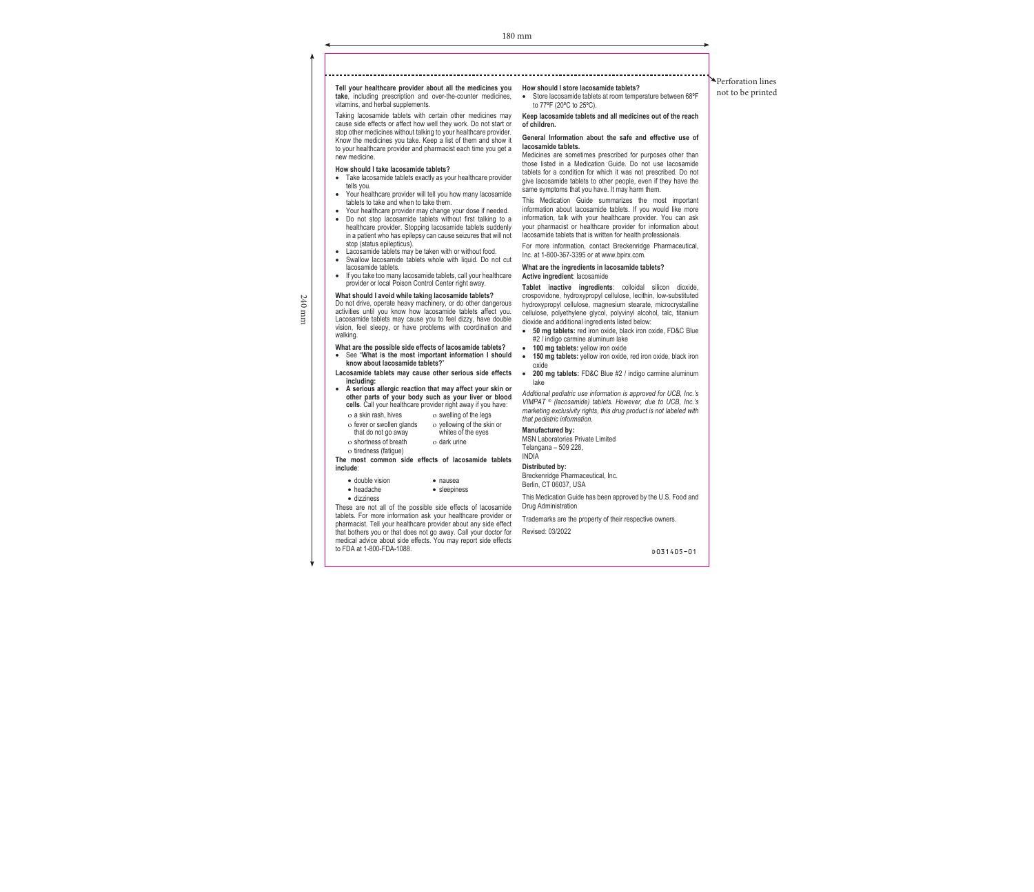**Tell your healthcare provider about all the medicines you take**, including prescription and over-the-counter medicines, vitamins, and herbal supplements.

Taking lacosamide tablets with certain other medicines may cause side effects or affect how well they work. Do not start or stop other medicines without talking to your healthcare provider. Know the medicines you take. Keep a list of them and show it to your healthcare provider and pharmacist each time you get a new medicine.

**How should I take lacosamide tablets?**

- Take lacosamide tablets exactly as your healthcare provider tells you.
- Your healthcare provider will tell you how many lacosamide tablets to take and when to take them.
- Your healthcare provider may change your dose if needed.
- Do not stop lacosamide tablets without first talking to a healthcare provider. Stopping lacosamide tablets suddenly in a patient who has epilepsy can cause seizures that will not stop (status epilepticus).
- Lacosamide tablets may be taken with or without food.
- Swallow lacosamide tablets whole with liquid. Do not cut lacosamide tablets.
- If you take too many lacosamide tablets, call your healthcare provider or local Poison Control Center right away.

**What should I avoid while taking lacosamide tablets?**

Do not drive, operate heavy machinery, or do other dangerous activities until you know how lacosamide tablets affect you. Lacosamide tablets may cause you to feel dizzy, have double vision, feel sleepy, or have problems with coordination and walking.

**What are the possible side effects of lacosamide tablets?**

- See "**What is the most important information I should know about lacosamide tablets?**"

**Lacosamide tablets may cause other serious side effects including:**

- **A serious allergic reaction that may affect your skin or other parts of your body such as your liver or blood cells**. Call your healthcare provider right away if you have:
  - a skin rash, hives
  - swelling of the legs
  - fever or swollen glands that do not go away
  - yellowing of the skin or whites of the eyes
  - shortness of breath
  - dark urine
  - tiredness (fatigue)

**The most common side effects of lacosamide tablets include**:

- double vision
- nausea
- headache
- sleepiness
- dizziness

These are not all of the possible side effects of lacosamide tablets. For more information ask your healthcare provider or pharmacist. Tell your healthcare provider about any side effect that bothers you or that does not go away. Call your doctor for medical advice about side effects. You may report side effects to FDA at 1-800-FDA-1088.

**How should I store lacosamide tablets?**

- Store lacosamide tablets at room temperature between 68ºF to 77ºF (20ºC to 25ºC).

**Keep lacosamide tablets and all medicines out of the reach of children.**

**General Information about the safe and effective use of lacosamide tablets.**

Medicines are sometimes prescribed for purposes other than those listed in a Medication Guide. Do not use lacosamide tablets for a condition for which it was not prescribed. Do not give lacosamide tablets to other people, even if they have the same symptoms that you have. It may harm them.

This Medication Guide summarizes the most important information about lacosamide tablets. If you would like more information, talk with your healthcare provider. You can ask your pharmacist or healthcare provider for information about lacosamide tablets that is written for health professionals.

For more information, contact Breckenridge Pharmaceutical, Inc. at 1-800-367-3395 or at www.bpirx.com.

**What are the ingredients in lacosamide tablets?**

**Active ingredient**: lacosamide

**Tablet inactive ingredients**: colloidal silicon dioxide, crospovidone, hydroxypropyl cellulose, lecithin, low-substituted hydroxypropyl cellulose, magnesium stearate, microcrystalline cellulose, polyethylene glycol, polyvinyl alcohol, talc, titanium dioxide and additional ingredients listed below:

- **50 mg tablets:** red iron oxide, black iron oxide, FD&C Blue #2 / indigo carmine aluminum lake
- **100 mg tablets:** yellow iron oxide
- **150 mg tablets:** yellow iron oxide, red iron oxide, black iron oxide
- **200 mg tablets:** FD&C Blue #2 / indigo carmine aluminum lake

*Additional pediatric use information is approved for UCB, Inc.'s VIMPAT ® (lacosamide) tablets. However, due to UCB, Inc.'s marketing exclusivity rights, this drug product is not labeled with that pediatric information.*

**Manufactured by:**

MSN Laboratories Private Limited
Telangana – 509 228,
INDIA

**Distributed by:**

Breckenridge Pharmaceutical, Inc.
Berlin, CT 06037, USA

This Medication Guide has been approved by the U.S. Food and Drug Administration

Trademarks are the property of their respective owners.

Revised: 03/2022

D031405-01